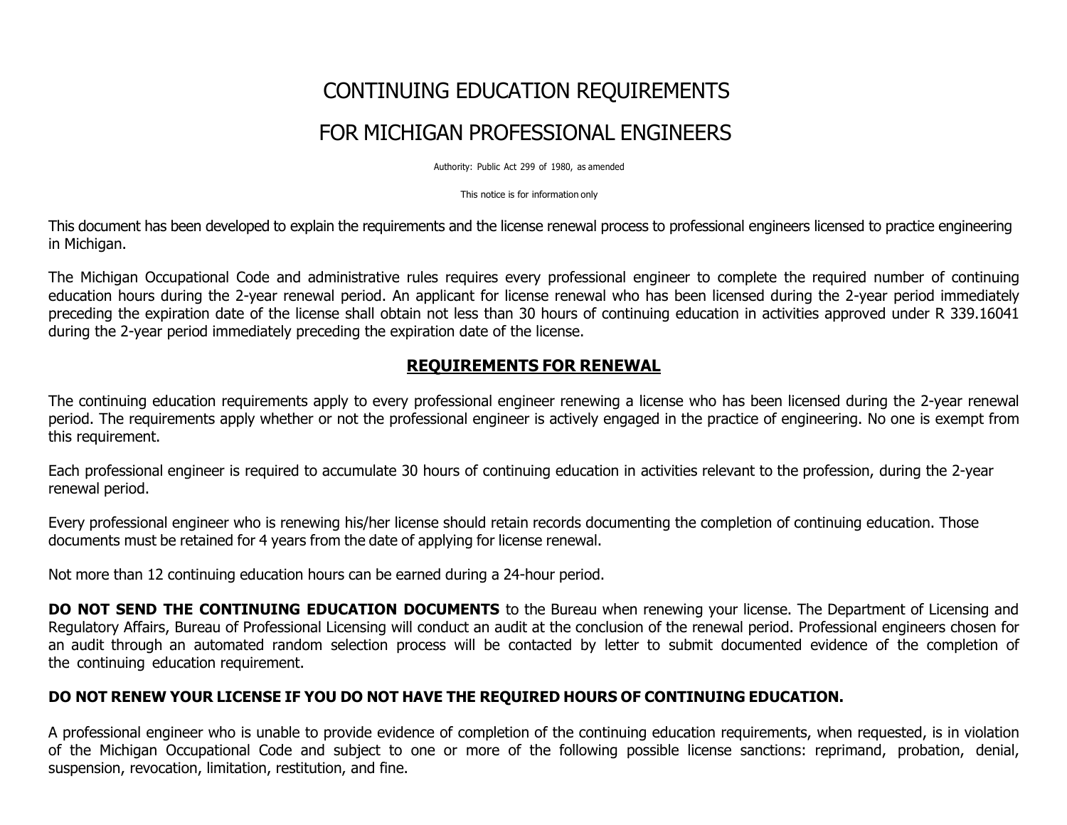# CONTINUING EDUCATION REQUIREMENTS

# FOR MICHIGAN PROFESSIONAL ENGINEERS

Authority: Public Act 299 of 1980, as amended

This notice is for information only

This document has been developed to explain the requirements and the license renewal process to professional engineers licensed to practice engineering in Michigan.

The Michigan Occupational Code and administrative rules requires every professional engineer to complete the required number of continuing education hours during the 2-year renewal period. An applicant for license renewal who has been licensed during the 2-year period immediately preceding the expiration date of the license shall obtain not less than 30 hours of continuing education in activities approved under R 339.16041 during the 2-year period immediately preceding the expiration date of the license.

## REQUIREMENTS FOR RENEWAL

The continuing education requirements apply to every professional engineer renewing a license who has been licensed during the 2-year renewal period. The requirements apply whether or not the professional engineer is actively engaged in the practice of engineering. No one is exempt from this requirement.

Each professional engineer is required to accumulate 30 hours of continuing education in activities relevant to the profession, during the 2-year renewal period.

Every professional engineer who is renewing his/her license should retain records documenting the completion of continuing education. Those documents must be retained for 4 years from the date of applying for license renewal.

Not more than 12 continuing education hours can be earned during a 24-hour period.

**DO NOT SEND THE CONTINUING EDUCATION DOCUMENTS** to the Bureau when renewing your license. The Department of Licensing and Regulatory Affairs, Bureau of Professional Licensing will conduct an audit at the conclusion of the renewal period. Professional engineers chosen for an audit through an automated random selection process will be contacted by letter to submit documented evidence of the completion of the continuing education requirement.

**DO NOT RENEW YOUR LICENSE IF YOU DO NOT HAVE THE REQUIRED HOURS OF CONTINUING EDUCATION.**

A professional engineer who is unable to provide evidence of completion of the continuing education requirements, when requested, is in violation of the Michigan Occupational Code and subject to one or more of the following possible license sanctions: reprimand, probation, denial, suspension, revocation, limitation, restitution, and fine.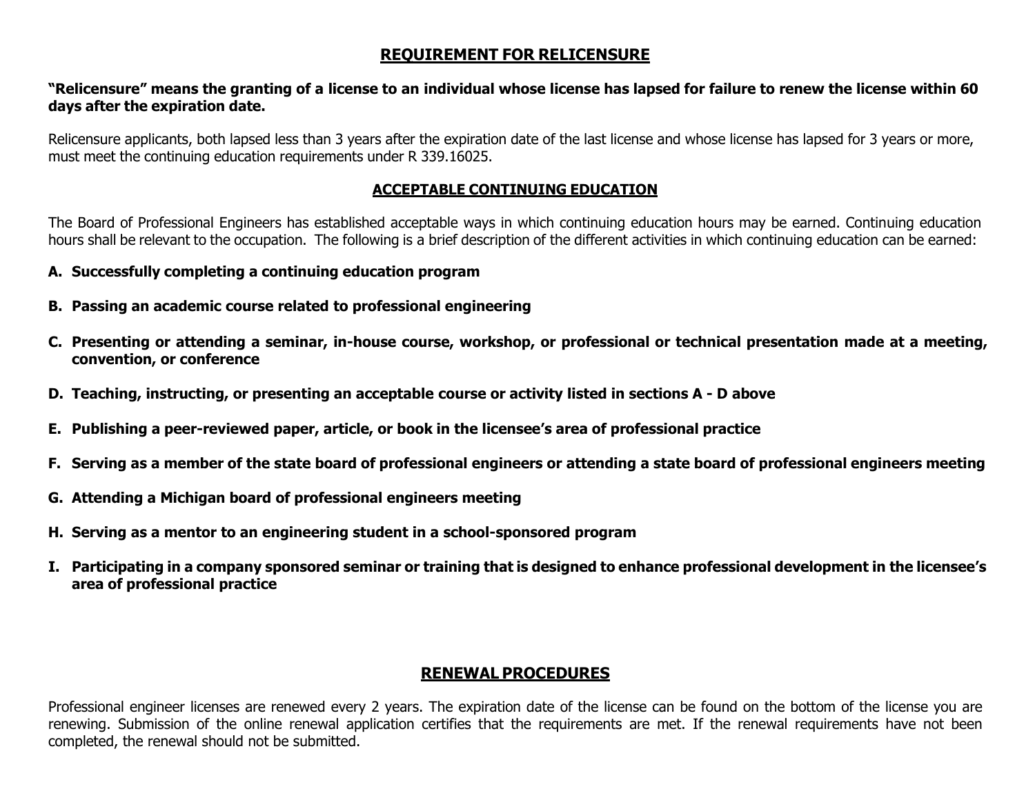## REQUIREMENT FOR RELICENSURE

**"Relicensure" means the granting of a license to an individual whose license has lapsed for failure to renew the license within 60 days after the expiration date.**

Relicensure applicants, both lapsed less than 3 years after the expiration date of the last license and whose license has lapsed for 3 years or more, must meet the continuing education requirements under R 339.16025.

## ACCEPTABLE CONTINUING EDUCATION

The Board of Professional Engineers has established acceptable ways in which continuing education hours may be earned. Continuing education hours shall be relevant to the occupation. The following is a brief description of the different activities in which continuing education can be earned:

**A. Successfully completing a continuing education program**

**B. Passing an academic course related to professional engineering**

**C. Presenting or attending a seminar, in-house course, workshop, or professional or technical presentation made at a meeting, convention, or conference**

**D. Teaching, instructing, or presenting an acceptable course or activity listed in sections A - D above**

**E. Publishing a peer-reviewed paper, article, or book in the licensee's area of professional practice**

**F. Serving as a member of the state board of professional engineers or attending a state board of professional engineers meeting**

**G. Attending a Michigan board of professional engineers meeting**

**H. Serving as a mentor to an engineering student in a school-sponsored program**

**I. Participating in a company sponsored seminar or training that is designed to enhance professional development in the licensee's area of professional practice**

## RENEWAL PROCEDURES

Professional engineer licenses are renewed every 2 years. The expiration date of the license can be found on the bottom of the license you are renewing. Submission of the online renewal application certifies that the requirements are met. If the renewal requirements have not been completed, the renewal should not be submitted.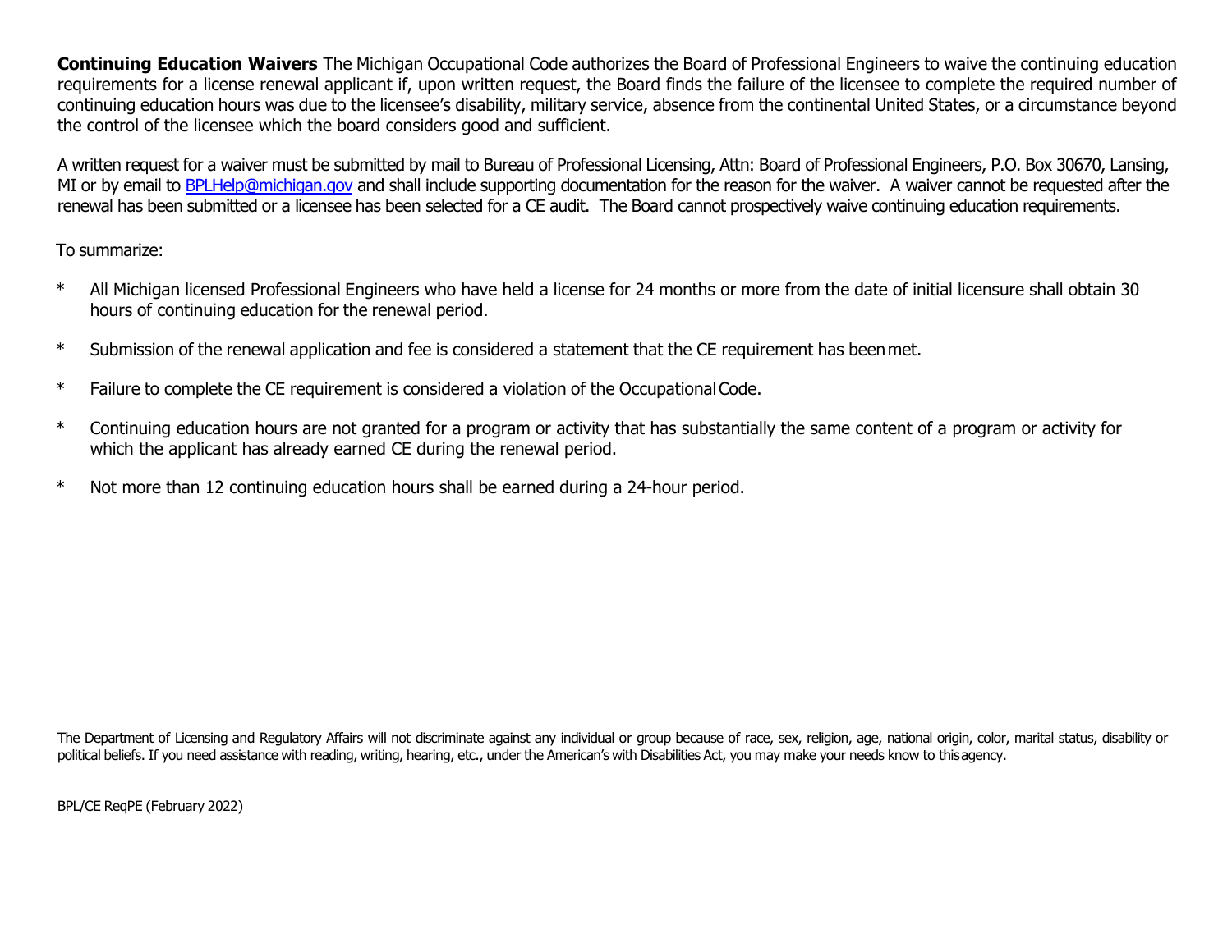**Continuing Education Waivers** The Michigan Occupational Code authorizes the Board of Professional Engineers to waive the continuing education requirements for a license renewal applicant if, upon written request, the Board finds the failure of the licensee to complete the required number of continuing education hours was due to the licensee's disability, military service, absence from the continental United States, or a circumstance beyond the control of the licensee which the board considers good and sufficient.

A written request for a waiver must be submitted by mail to Bureau of Professional Licensing, Attn: Board of Professional Engineers, P.O. Box 30670, Lansing, MI or by email to BPLHelp@michigan.gov and shall include supporting documentation for the reason for the waiver. A waiver cannot be requested after the renewal has been submitted or a licensee has been selected for a CE audit. The Board cannot prospectively waive continuing education requirements.

To summarize:

- All Michigan licensed Professional Engineers who have held a license for 24 months or more from the date of initial licensure shall obtain 30 hours of continuing education for the renewal period.
- Submission of the renewal application and fee is considered a statement that the CE requirement has been met.
- Failure to complete the CE requirement is considered a violation of the Occupational Code.
- Continuing education hours are not granted for a program or activity that has substantially the same content of a program or activity for which the applicant has already earned CE during the renewal period.
- Not more than 12 continuing education hours shall be earned during a 24-hour period.

The Department of Licensing and Regulatory Affairs will not discriminate against any individual or group because of race, sex, religion, age, national origin, color, marital status, disability or political beliefs. If you need assistance with reading, writing, hearing, etc., under the American's with Disabilities Act, you may make your needs know to this agency.

BPL/CE ReqPE (February 2022)